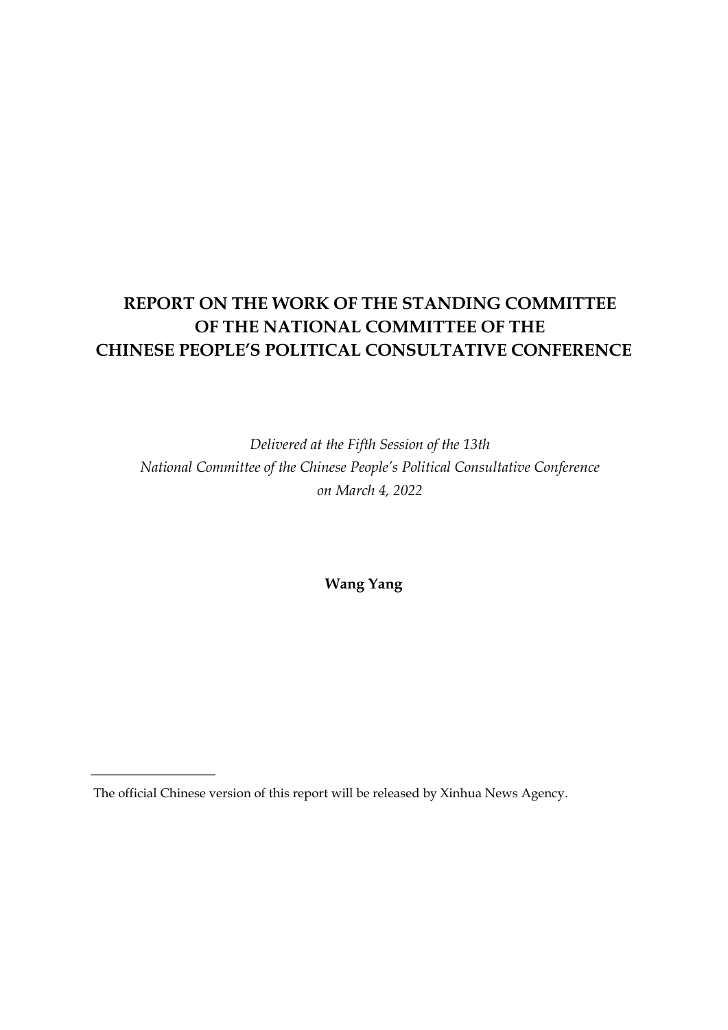# REPORT ON THE WORK OF THE STANDING COMMITTEE OF THE NATIONAL COMMITTEE OF THE CHINESE PEOPLE'S POLITICAL CONSULTATIVE CONFERENCE

*Delivered at the Fifth Session of the 13th National Committee of the Chinese People's Political Consultative Conference on March 4, 2022*

**Wang Yang**

---

The official Chinese version of this report will be released by Xinhua News Agency.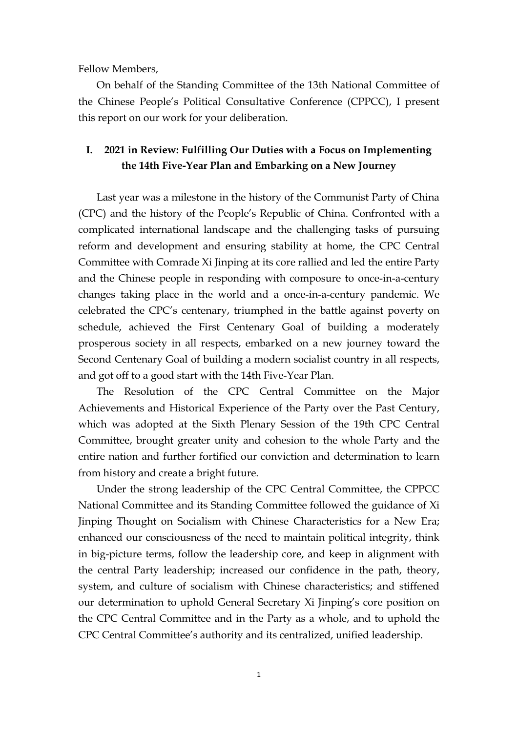Fellow Members,

On behalf of the Standing Committee of the 13th National Committee of the Chinese People's Political Consultative Conference (CPPCC), I present this report on our work for your deliberation.

## I. 2021 in Review: Fulfilling Our Duties with a Focus on Implementing the 14th Five-Year Plan and Embarking on a New Journey

Last year was a milestone in the history of the Communist Party of China (CPC) and the history of the People's Republic of China. Confronted with a complicated international landscape and the challenging tasks of pursuing reform and development and ensuring stability at home, the CPC Central Committee with Comrade Xi Jinping at its core rallied and led the entire Party and the Chinese people in responding with composure to once-in-a-century changes taking place in the world and a once-in-a-century pandemic. We celebrated the CPC's centenary, triumphed in the battle against poverty on schedule, achieved the First Centenary Goal of building a moderately prosperous society in all respects, embarked on a new journey toward the Second Centenary Goal of building a modern socialist country in all respects, and got off to a good start with the 14th Five-Year Plan.

The Resolution of the CPC Central Committee on the Major Achievements and Historical Experience of the Party over the Past Century, which was adopted at the Sixth Plenary Session of the 19th CPC Central Committee, brought greater unity and cohesion to the whole Party and the entire nation and further fortified our conviction and determination to learn from history and create a bright future.

Under the strong leadership of the CPC Central Committee, the CPPCC National Committee and its Standing Committee followed the guidance of Xi Jinping Thought on Socialism with Chinese Characteristics for a New Era; enhanced our consciousness of the need to maintain political integrity, think in big-picture terms, follow the leadership core, and keep in alignment with the central Party leadership; increased our confidence in the path, theory, system, and culture of socialism with Chinese characteristics; and stiffened our determination to uphold General Secretary Xi Jinping's core position on the CPC Central Committee and in the Party as a whole, and to uphold the CPC Central Committee's authority and its centralized, unified leadership.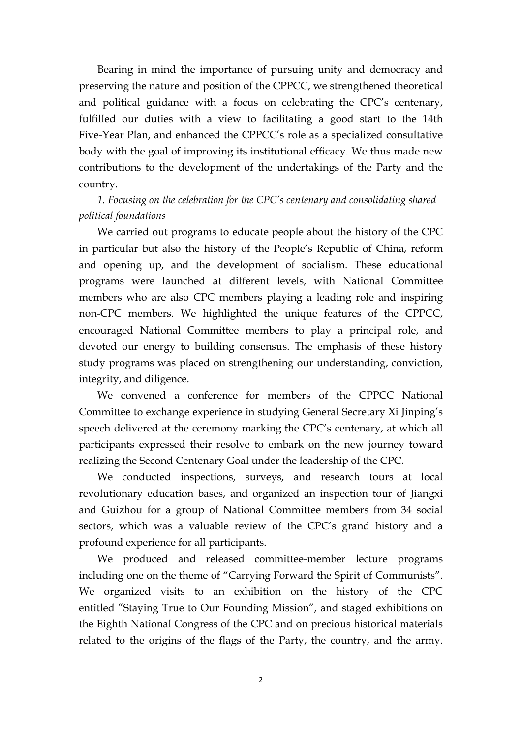Bearing in mind the importance of pursuing unity and democracy and preserving the nature and position of the CPPCC, we strengthened theoretical and political guidance with a focus on celebrating the CPC's centenary, fulfilled our duties with a view to facilitating a good start to the 14th Five-Year Plan, and enhanced the CPPCC's role as a specialized consultative body with the goal of improving its institutional efficacy. We thus made new contributions to the development of the undertakings of the Party and the country.

*1. Focusing on the celebration for the CPC's centenary and consolidating shared political foundations*

We carried out programs to educate people about the history of the CPC in particular but also the history of the People's Republic of China, reform and opening up, and the development of socialism. These educational programs were launched at different levels, with National Committee members who are also CPC members playing a leading role and inspiring non-CPC members. We highlighted the unique features of the CPPCC, encouraged National Committee members to play a principal role, and devoted our energy to building consensus. The emphasis of these history study programs was placed on strengthening our understanding, conviction, integrity, and diligence.

We convened a conference for members of the CPPCC National Committee to exchange experience in studying General Secretary Xi Jinping's speech delivered at the ceremony marking the CPC's centenary, at which all participants expressed their resolve to embark on the new journey toward realizing the Second Centenary Goal under the leadership of the CPC.

We conducted inspections, surveys, and research tours at local revolutionary education bases, and organized an inspection tour of Jiangxi and Guizhou for a group of National Committee members from 34 social sectors, which was a valuable review of the CPC's grand history and a profound experience for all participants.

We produced and released committee-member lecture programs including one on the theme of "Carrying Forward the Spirit of Communists". We organized visits to an exhibition on the history of the CPC entitled "Staying True to Our Founding Mission", and staged exhibitions on the Eighth National Congress of the CPC and on precious historical materials related to the origins of the flags of the Party, the country, and the army.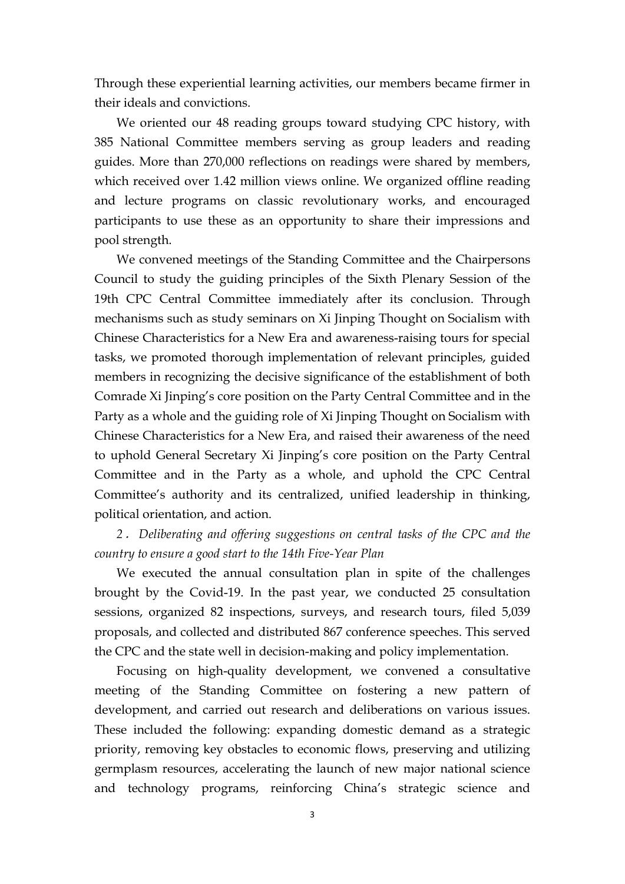Through these experiential learning activities, our members became firmer in their ideals and convictions.

We oriented our 48 reading groups toward studying CPC history, with 385 National Committee members serving as group leaders and reading guides. More than 270,000 reflections on readings were shared by members, which received over 1.42 million views online. We organized offline reading and lecture programs on classic revolutionary works, and encouraged participants to use these as an opportunity to share their impressions and pool strength.

We convened meetings of the Standing Committee and the Chairpersons Council to study the guiding principles of the Sixth Plenary Session of the 19th CPC Central Committee immediately after its conclusion. Through mechanisms such as study seminars on Xi Jinping Thought on Socialism with Chinese Characteristics for a New Era and awareness-raising tours for special tasks, we promoted thorough implementation of relevant principles, guided members in recognizing the decisive significance of the establishment of both Comrade Xi Jinping's core position on the Party Central Committee and in the Party as a whole and the guiding role of Xi Jinping Thought on Socialism with Chinese Characteristics for a New Era, and raised their awareness of the need to uphold General Secretary Xi Jinping's core position on the Party Central Committee and in the Party as a whole, and uphold the CPC Central Committee's authority and its centralized, unified leadership in thinking, political orientation, and action.

*2. Deliberating and offering suggestions on central tasks of the CPC and the country to ensure a good start to the 14th Five-Year Plan*

We executed the annual consultation plan in spite of the challenges brought by the Covid-19. In the past year, we conducted 25 consultation sessions, organized 82 inspections, surveys, and research tours, filed 5,039 proposals, and collected and distributed 867 conference speeches. This served the CPC and the state well in decision-making and policy implementation.

Focusing on high-quality development, we convened a consultative meeting of the Standing Committee on fostering a new pattern of development, and carried out research and deliberations on various issues. These included the following: expanding domestic demand as a strategic priority, removing key obstacles to economic flows, preserving and utilizing germplasm resources, accelerating the launch of new major national science and technology programs, reinforcing China's strategic science and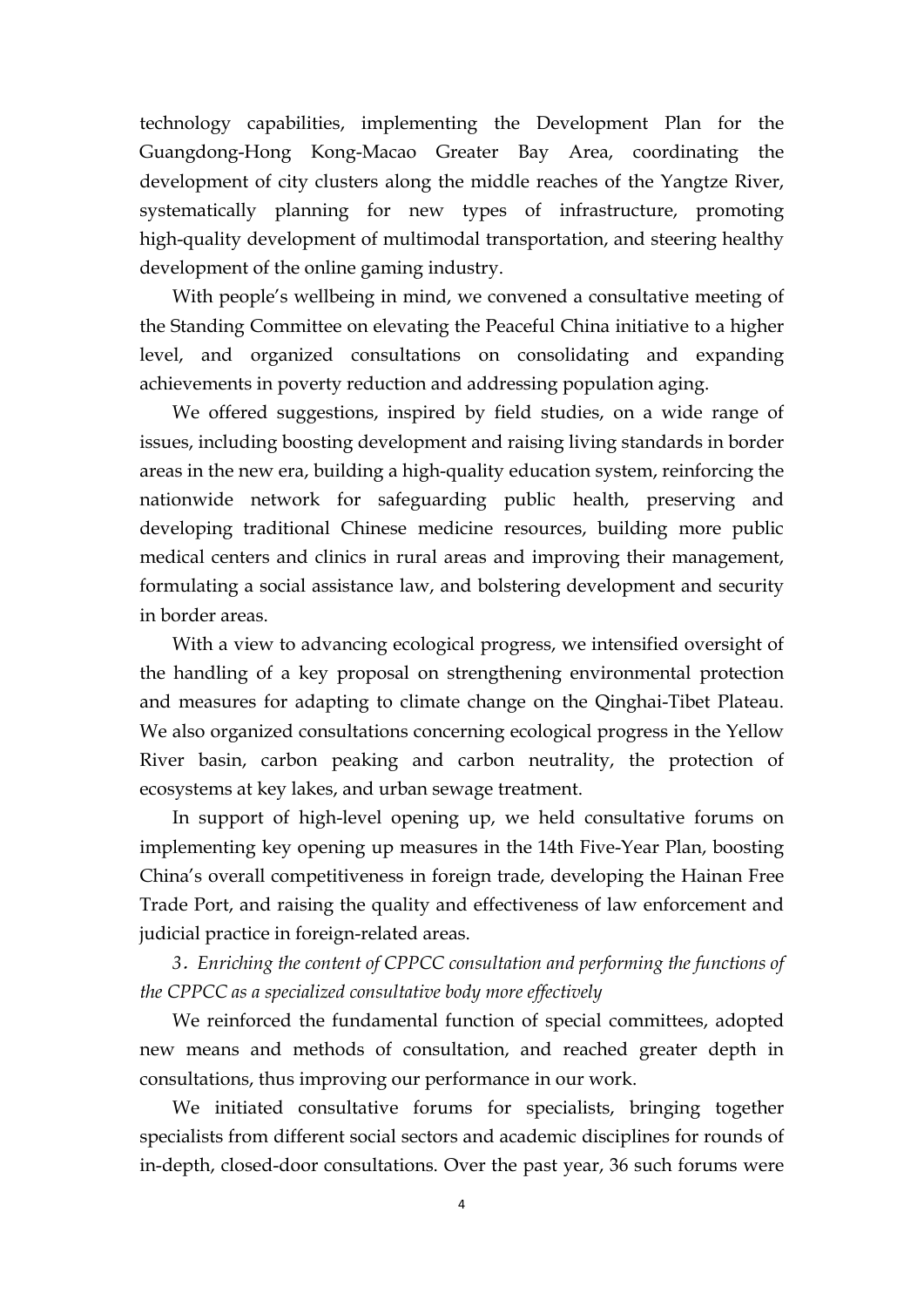technology capabilities, implementing the Development Plan for the Guangdong-Hong Kong-Macao Greater Bay Area, coordinating the development of city clusters along the middle reaches of the Yangtze River, systematically planning for new types of infrastructure, promoting high-quality development of multimodal transportation, and steering healthy development of the online gaming industry.

With people's wellbeing in mind, we convened a consultative meeting of the Standing Committee on elevating the Peaceful China initiative to a higher level, and organized consultations on consolidating and expanding achievements in poverty reduction and addressing population aging.

We offered suggestions, inspired by field studies, on a wide range of issues, including boosting development and raising living standards in border areas in the new era, building a high-quality education system, reinforcing the nationwide network for safeguarding public health, preserving and developing traditional Chinese medicine resources, building more public medical centers and clinics in rural areas and improving their management, formulating a social assistance law, and bolstering development and security in border areas.

With a view to advancing ecological progress, we intensified oversight of the handling of a key proposal on strengthening environmental protection and measures for adapting to climate change on the Qinghai-Tibet Plateau. We also organized consultations concerning ecological progress in the Yellow River basin, carbon peaking and carbon neutrality, the protection of ecosystems at key lakes, and urban sewage treatment.

In support of high-level opening up, we held consultative forums on implementing key opening up measures in the 14th Five-Year Plan, boosting China's overall competitiveness in foreign trade, developing the Hainan Free Trade Port, and raising the quality and effectiveness of law enforcement and judicial practice in foreign-related areas.

*3. Enriching the content of CPPCC consultation and performing the functions of the CPPCC as a specialized consultative body more effectively*

We reinforced the fundamental function of special committees, adopted new means and methods of consultation, and reached greater depth in consultations, thus improving our performance in our work.

We initiated consultative forums for specialists, bringing together specialists from different social sectors and academic disciplines for rounds of in-depth, closed-door consultations. Over the past year, 36 such forums were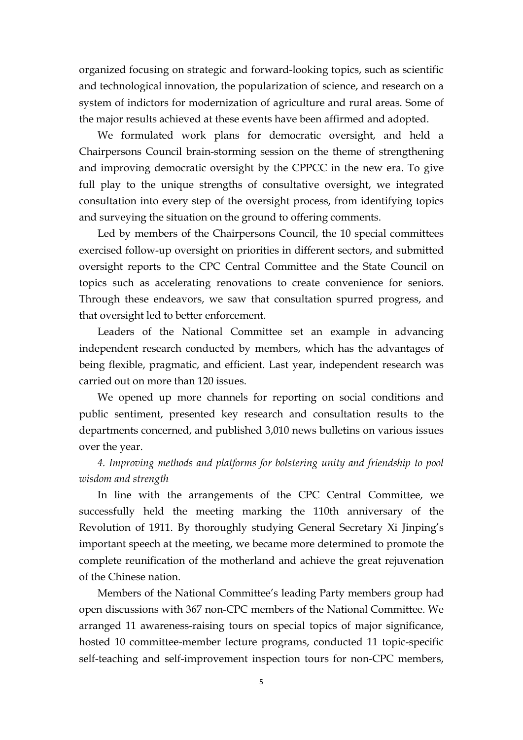organized focusing on strategic and forward-looking topics, such as scientific and technological innovation, the popularization of science, and research on a system of indictors for modernization of agriculture and rural areas. Some of the major results achieved at these events have been affirmed and adopted.

We formulated work plans for democratic oversight, and held a Chairpersons Council brain-storming session on the theme of strengthening and improving democratic oversight by the CPPCC in the new era. To give full play to the unique strengths of consultative oversight, we integrated consultation into every step of the oversight process, from identifying topics and surveying the situation on the ground to offering comments.

Led by members of the Chairpersons Council, the 10 special committees exercised follow-up oversight on priorities in different sectors, and submitted oversight reports to the CPC Central Committee and the State Council on topics such as accelerating renovations to create convenience for seniors. Through these endeavors, we saw that consultation spurred progress, and that oversight led to better enforcement.

Leaders of the National Committee set an example in advancing independent research conducted by members, which has the advantages of being flexible, pragmatic, and efficient. Last year, independent research was carried out on more than 120 issues.

We opened up more channels for reporting on social conditions and public sentiment, presented key research and consultation results to the departments concerned, and published 3,010 news bulletins on various issues over the year.

*4. Improving methods and platforms for bolstering unity and friendship to pool wisdom and strength*

In line with the arrangements of the CPC Central Committee, we successfully held the meeting marking the 110th anniversary of the Revolution of 1911. By thoroughly studying General Secretary Xi Jinping's important speech at the meeting, we became more determined to promote the complete reunification of the motherland and achieve the great rejuvenation of the Chinese nation.

Members of the National Committee's leading Party members group had open discussions with 367 non-CPC members of the National Committee. We arranged 11 awareness-raising tours on special topics of major significance, hosted 10 committee-member lecture programs, conducted 11 topic-specific self-teaching and self-improvement inspection tours for non-CPC members,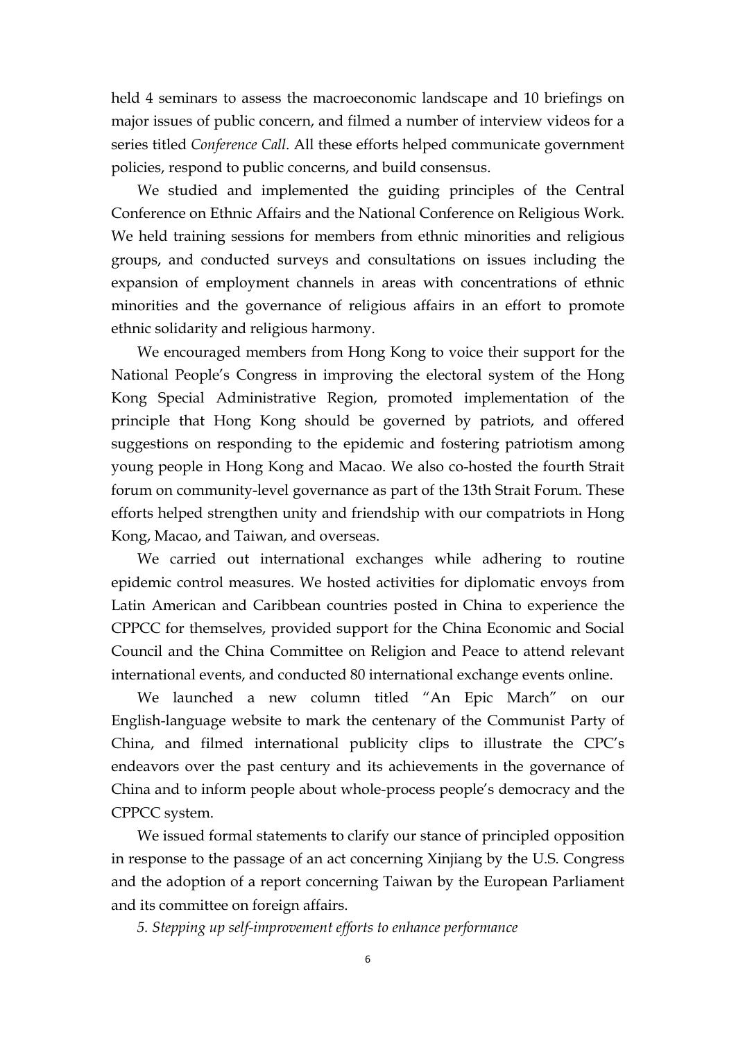held 4 seminars to assess the macroeconomic landscape and 10 briefings on major issues of public concern, and filmed a number of interview videos for a series titled *Conference Call*. All these efforts helped communicate government policies, respond to public concerns, and build consensus.

We studied and implemented the guiding principles of the Central Conference on Ethnic Affairs and the National Conference on Religious Work. We held training sessions for members from ethnic minorities and religious groups, and conducted surveys and consultations on issues including the expansion of employment channels in areas with concentrations of ethnic minorities and the governance of religious affairs in an effort to promote ethnic solidarity and religious harmony.

We encouraged members from Hong Kong to voice their support for the National People's Congress in improving the electoral system of the Hong Kong Special Administrative Region, promoted implementation of the principle that Hong Kong should be governed by patriots, and offered suggestions on responding to the epidemic and fostering patriotism among young people in Hong Kong and Macao. We also co-hosted the fourth Strait forum on community-level governance as part of the 13th Strait Forum. These efforts helped strengthen unity and friendship with our compatriots in Hong Kong, Macao, and Taiwan, and overseas.

We carried out international exchanges while adhering to routine epidemic control measures. We hosted activities for diplomatic envoys from Latin American and Caribbean countries posted in China to experience the CPPCC for themselves, provided support for the China Economic and Social Council and the China Committee on Religion and Peace to attend relevant international events, and conducted 80 international exchange events online.

We launched a new column titled "An Epic March" on our English-language website to mark the centenary of the Communist Party of China, and filmed international publicity clips to illustrate the CPC's endeavors over the past century and its achievements in the governance of China and to inform people about whole-process people's democracy and the CPPCC system.

We issued formal statements to clarify our stance of principled opposition in response to the passage of an act concerning Xinjiang by the U.S. Congress and the adoption of a report concerning Taiwan by the European Parliament and its committee on foreign affairs.

*5. Stepping up self-improvement efforts to enhance performance*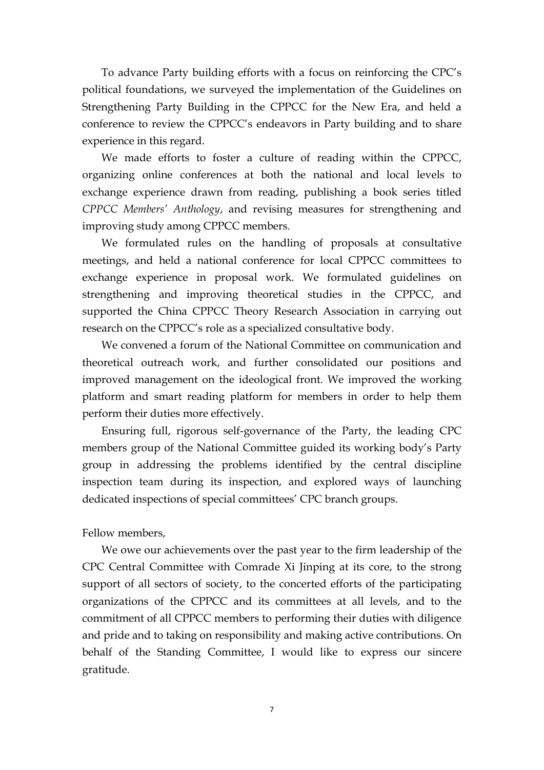To advance Party building efforts with a focus on reinforcing the CPC's political foundations, we surveyed the implementation of the Guidelines on Strengthening Party Building in the CPPCC for the New Era, and held a conference to review the CPPCC's endeavors in Party building and to share experience in this regard.

We made efforts to foster a culture of reading within the CPPCC, organizing online conferences at both the national and local levels to exchange experience drawn from reading, publishing a book series titled *CPPCC Members' Anthology*, and revising measures for strengthening and improving study among CPPCC members.

We formulated rules on the handling of proposals at consultative meetings, and held a national conference for local CPPCC committees to exchange experience in proposal work. We formulated guidelines on strengthening and improving theoretical studies in the CPPCC, and supported the China CPPCC Theory Research Association in carrying out research on the CPPCC's role as a specialized consultative body.

We convened a forum of the National Committee on communication and theoretical outreach work, and further consolidated our positions and improved management on the ideological front. We improved the working platform and smart reading platform for members in order to help them perform their duties more effectively.

Ensuring full, rigorous self-governance of the Party, the leading CPC members group of the National Committee guided its working body's Party group in addressing the problems identified by the central discipline inspection team during its inspection, and explored ways of launching dedicated inspections of special committees' CPC branch groups.

Fellow members,

We owe our achievements over the past year to the firm leadership of the CPC Central Committee with Comrade Xi Jinping at its core, to the strong support of all sectors of society, to the concerted efforts of the participating organizations of the CPPCC and its committees at all levels, and to the commitment of all CPPCC members to performing their duties with diligence and pride and to taking on responsibility and making active contributions. On behalf of the Standing Committee, I would like to express our sincere gratitude.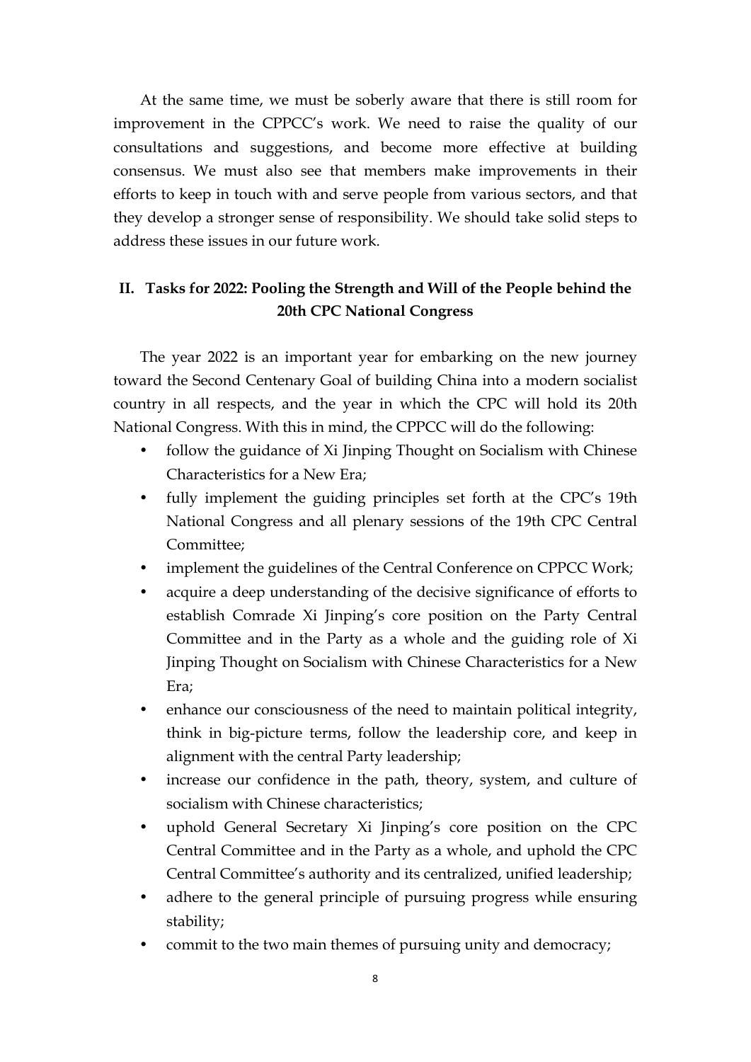At the same time, we must be soberly aware that there is still room for improvement in the CPPCC's work. We need to raise the quality of our consultations and suggestions, and become more effective at building consensus. We must also see that members make improvements in their efforts to keep in touch with and serve people from various sectors, and that they develop a stronger sense of responsibility. We should take solid steps to address these issues in our future work.

## II. Tasks for 2022: Pooling the Strength and Will of the People behind the 20th CPC National Congress

The year 2022 is an important year for embarking on the new journey toward the Second Centenary Goal of building China into a modern socialist country in all respects, and the year in which the CPC will hold its 20th National Congress. With this in mind, the CPPCC will do the following:

- follow the guidance of Xi Jinping Thought on Socialism with Chinese Characteristics for a New Era;
- fully implement the guiding principles set forth at the CPC's 19th National Congress and all plenary sessions of the 19th CPC Central Committee;
- implement the guidelines of the Central Conference on CPPCC Work;
- acquire a deep understanding of the decisive significance of efforts to establish Comrade Xi Jinping's core position on the Party Central Committee and in the Party as a whole and the guiding role of Xi Jinping Thought on Socialism with Chinese Characteristics for a New Era;
- enhance our consciousness of the need to maintain political integrity, think in big-picture terms, follow the leadership core, and keep in alignment with the central Party leadership;
- increase our confidence in the path, theory, system, and culture of socialism with Chinese characteristics;
- uphold General Secretary Xi Jinping's core position on the CPC Central Committee and in the Party as a whole, and uphold the CPC Central Committee's authority and its centralized, unified leadership;
- adhere to the general principle of pursuing progress while ensuring stability;
- commit to the two main themes of pursuing unity and democracy;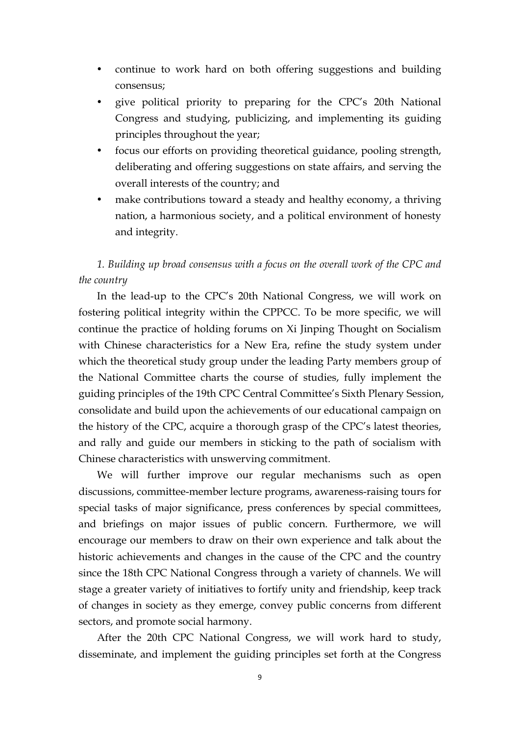- continue to work hard on both offering suggestions and building consensus;
- give political priority to preparing for the CPC's 20th National Congress and studying, publicizing, and implementing its guiding principles throughout the year;
- focus our efforts on providing theoretical guidance, pooling strength, deliberating and offering suggestions on state affairs, and serving the overall interests of the country; and
- make contributions toward a steady and healthy economy, a thriving nation, a harmonious society, and a political environment of honesty and integrity.

*1. Building up broad consensus with a focus on the overall work of the CPC and the country*

In the lead-up to the CPC's 20th National Congress, we will work on fostering political integrity within the CPPCC. To be more specific, we will continue the practice of holding forums on Xi Jinping Thought on Socialism with Chinese characteristics for a New Era, refine the study system under which the theoretical study group under the leading Party members group of the National Committee charts the course of studies, fully implement the guiding principles of the 19th CPC Central Committee's Sixth Plenary Session, consolidate and build upon the achievements of our educational campaign on the history of the CPC, acquire a thorough grasp of the CPC's latest theories, and rally and guide our members in sticking to the path of socialism with Chinese characteristics with unswerving commitment.

We will further improve our regular mechanisms such as open discussions, committee-member lecture programs, awareness-raising tours for special tasks of major significance, press conferences by special committees, and briefings on major issues of public concern. Furthermore, we will encourage our members to draw on their own experience and talk about the historic achievements and changes in the cause of the CPC and the country since the 18th CPC National Congress through a variety of channels. We will stage a greater variety of initiatives to fortify unity and friendship, keep track of changes in society as they emerge, convey public concerns from different sectors, and promote social harmony.

After the 20th CPC National Congress, we will work hard to study, disseminate, and implement the guiding principles set forth at the Congress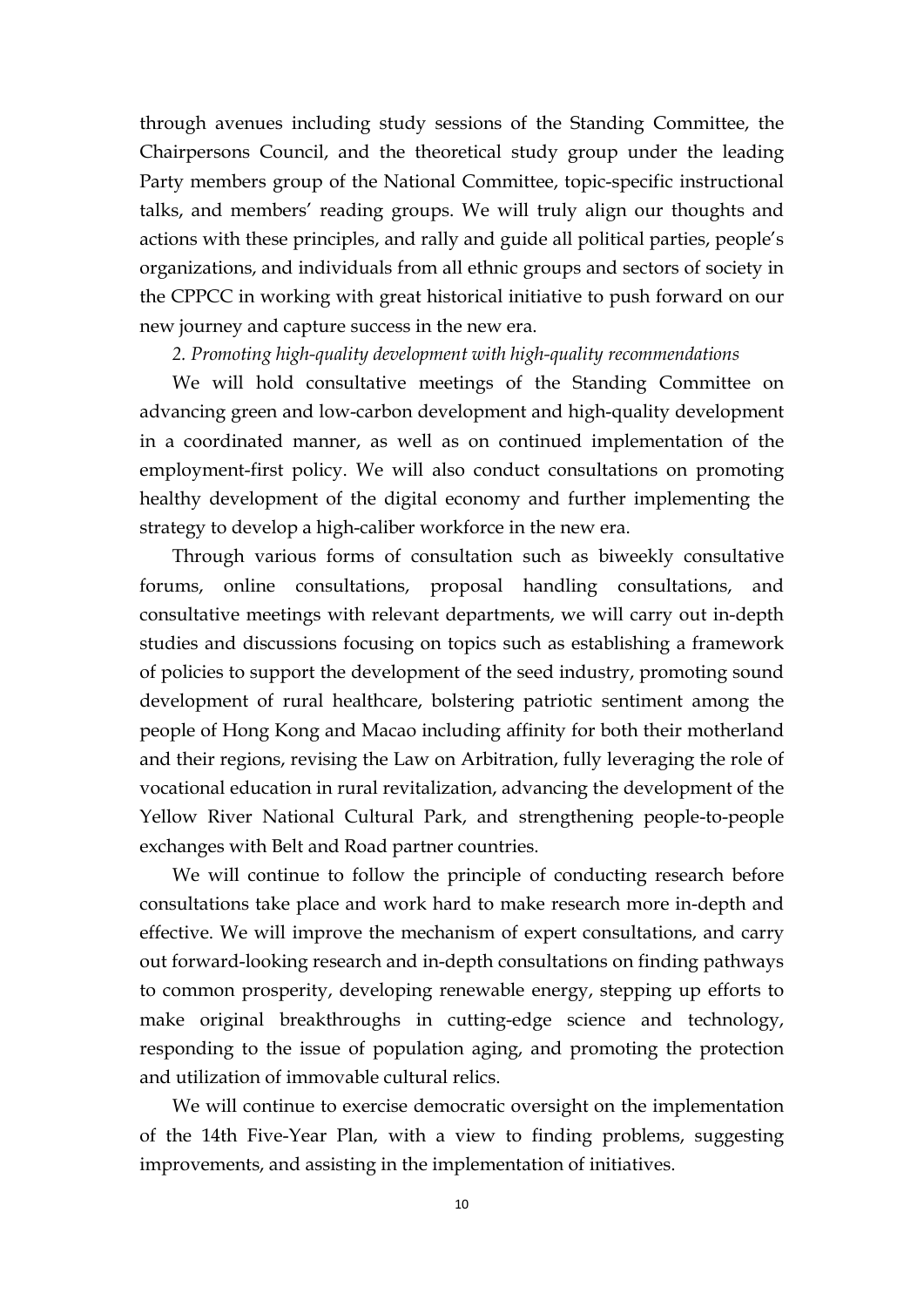through avenues including study sessions of the Standing Committee, the Chairpersons Council, and the theoretical study group under the leading Party members group of the National Committee, topic-specific instructional talks, and members' reading groups. We will truly align our thoughts and actions with these principles, and rally and guide all political parties, people's organizations, and individuals from all ethnic groups and sectors of society in the CPPCC in working with great historical initiative to push forward on our new journey and capture success in the new era.

*2. Promoting high-quality development with high-quality recommendations*

We will hold consultative meetings of the Standing Committee on advancing green and low-carbon development and high-quality development in a coordinated manner, as well as on continued implementation of the employment-first policy. We will also conduct consultations on promoting healthy development of the digital economy and further implementing the strategy to develop a high-caliber workforce in the new era.

Through various forms of consultation such as biweekly consultative forums, online consultations, proposal handling consultations, and consultative meetings with relevant departments, we will carry out in-depth studies and discussions focusing on topics such as establishing a framework of policies to support the development of the seed industry, promoting sound development of rural healthcare, bolstering patriotic sentiment among the people of Hong Kong and Macao including affinity for both their motherland and their regions, revising the Law on Arbitration, fully leveraging the role of vocational education in rural revitalization, advancing the development of the Yellow River National Cultural Park, and strengthening people-to-people exchanges with Belt and Road partner countries.

We will continue to follow the principle of conducting research before consultations take place and work hard to make research more in-depth and effective. We will improve the mechanism of expert consultations, and carry out forward-looking research and in-depth consultations on finding pathways to common prosperity, developing renewable energy, stepping up efforts to make original breakthroughs in cutting-edge science and technology, responding to the issue of population aging, and promoting the protection and utilization of immovable cultural relics.

We will continue to exercise democratic oversight on the implementation of the 14th Five-Year Plan, with a view to finding problems, suggesting improvements, and assisting in the implementation of initiatives.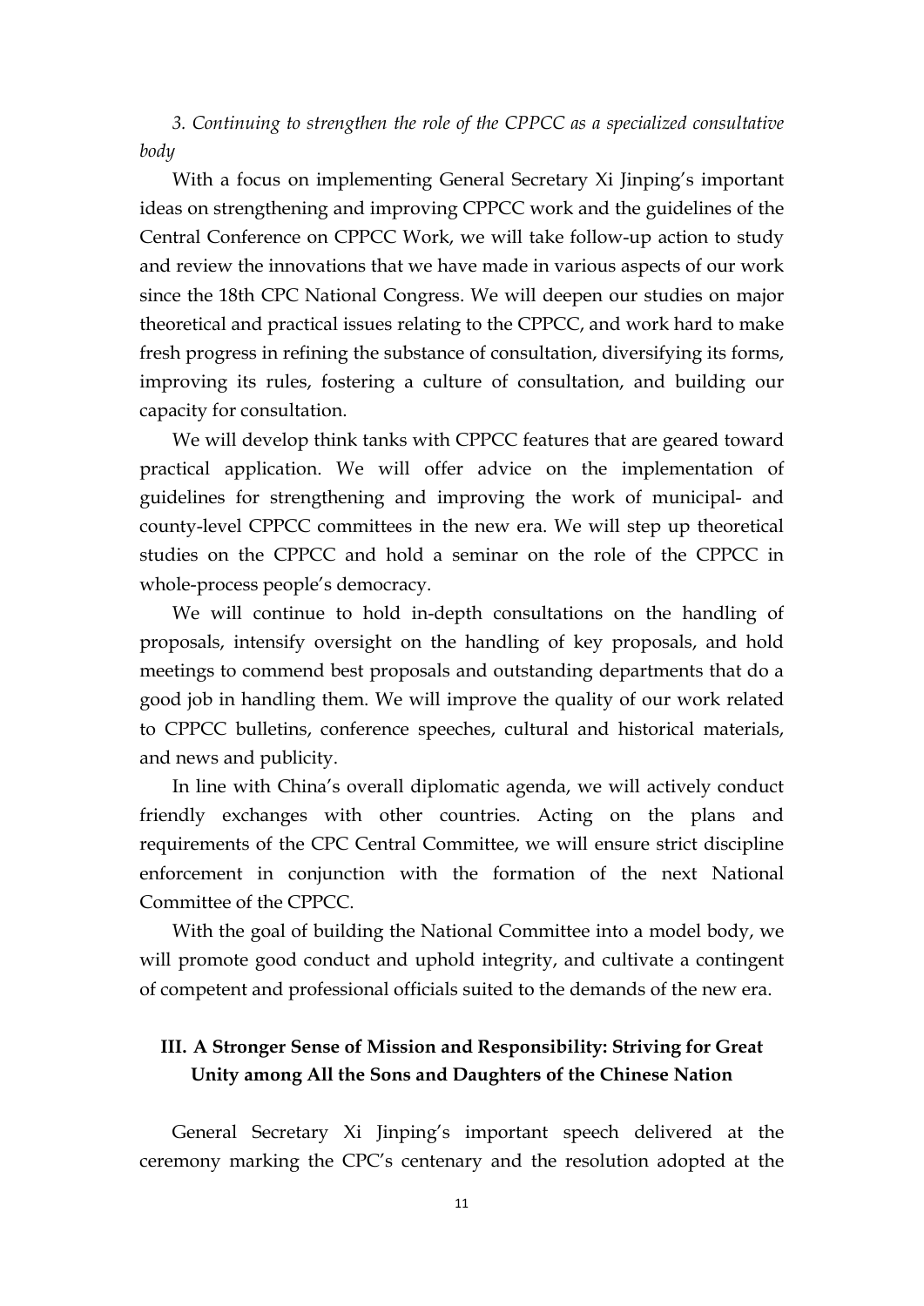*3. Continuing to strengthen the role of the CPPCC as a specialized consultative body*

With a focus on implementing General Secretary Xi Jinping's important ideas on strengthening and improving CPPCC work and the guidelines of the Central Conference on CPPCC Work, we will take follow-up action to study and review the innovations that we have made in various aspects of our work since the 18th CPC National Congress. We will deepen our studies on major theoretical and practical issues relating to the CPPCC, and work hard to make fresh progress in refining the substance of consultation, diversifying its forms, improving its rules, fostering a culture of consultation, and building our capacity for consultation.

We will develop think tanks with CPPCC features that are geared toward practical application. We will offer advice on the implementation of guidelines for strengthening and improving the work of municipal- and county-level CPPCC committees in the new era. We will step up theoretical studies on the CPPCC and hold a seminar on the role of the CPPCC in whole-process people's democracy.

We will continue to hold in-depth consultations on the handling of proposals, intensify oversight on the handling of key proposals, and hold meetings to commend best proposals and outstanding departments that do a good job in handling them. We will improve the quality of our work related to CPPCC bulletins, conference speeches, cultural and historical materials, and news and publicity.

In line with China's overall diplomatic agenda, we will actively conduct friendly exchanges with other countries. Acting on the plans and requirements of the CPC Central Committee, we will ensure strict discipline enforcement in conjunction with the formation of the next National Committee of the CPPCC.

With the goal of building the National Committee into a model body, we will promote good conduct and uphold integrity, and cultivate a contingent of competent and professional officials suited to the demands of the new era.

## III. A Stronger Sense of Mission and Responsibility: Striving for Great Unity among All the Sons and Daughters of the Chinese Nation

General Secretary Xi Jinping's important speech delivered at the ceremony marking the CPC's centenary and the resolution adopted at the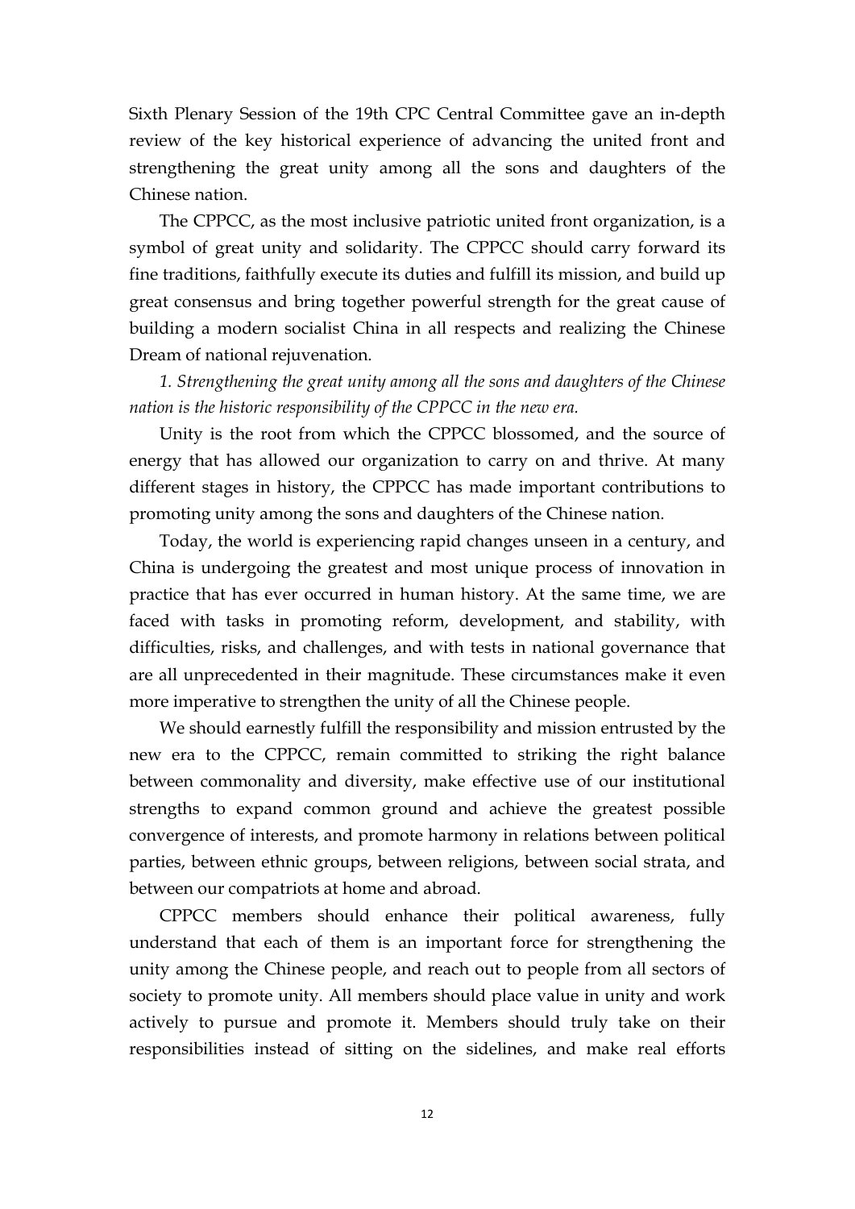Sixth Plenary Session of the 19th CPC Central Committee gave an in-depth review of the key historical experience of advancing the united front and strengthening the great unity among all the sons and daughters of the Chinese nation.

The CPPCC, as the most inclusive patriotic united front organization, is a symbol of great unity and solidarity. The CPPCC should carry forward its fine traditions, faithfully execute its duties and fulfill its mission, and build up great consensus and bring together powerful strength for the great cause of building a modern socialist China in all respects and realizing the Chinese Dream of national rejuvenation.

*1. Strengthening the great unity among all the sons and daughters of the Chinese nation is the historic responsibility of the CPPCC in the new era.*

Unity is the root from which the CPPCC blossomed, and the source of energy that has allowed our organization to carry on and thrive. At many different stages in history, the CPPCC has made important contributions to promoting unity among the sons and daughters of the Chinese nation.

Today, the world is experiencing rapid changes unseen in a century, and China is undergoing the greatest and most unique process of innovation in practice that has ever occurred in human history. At the same time, we are faced with tasks in promoting reform, development, and stability, with difficulties, risks, and challenges, and with tests in national governance that are all unprecedented in their magnitude. These circumstances make it even more imperative to strengthen the unity of all the Chinese people.

We should earnestly fulfill the responsibility and mission entrusted by the new era to the CPPCC, remain committed to striking the right balance between commonality and diversity, make effective use of our institutional strengths to expand common ground and achieve the greatest possible convergence of interests, and promote harmony in relations between political parties, between ethnic groups, between religions, between social strata, and between our compatriots at home and abroad.

CPPCC members should enhance their political awareness, fully understand that each of them is an important force for strengthening the unity among the Chinese people, and reach out to people from all sectors of society to promote unity. All members should place value in unity and work actively to pursue and promote it. Members should truly take on their responsibilities instead of sitting on the sidelines, and make real efforts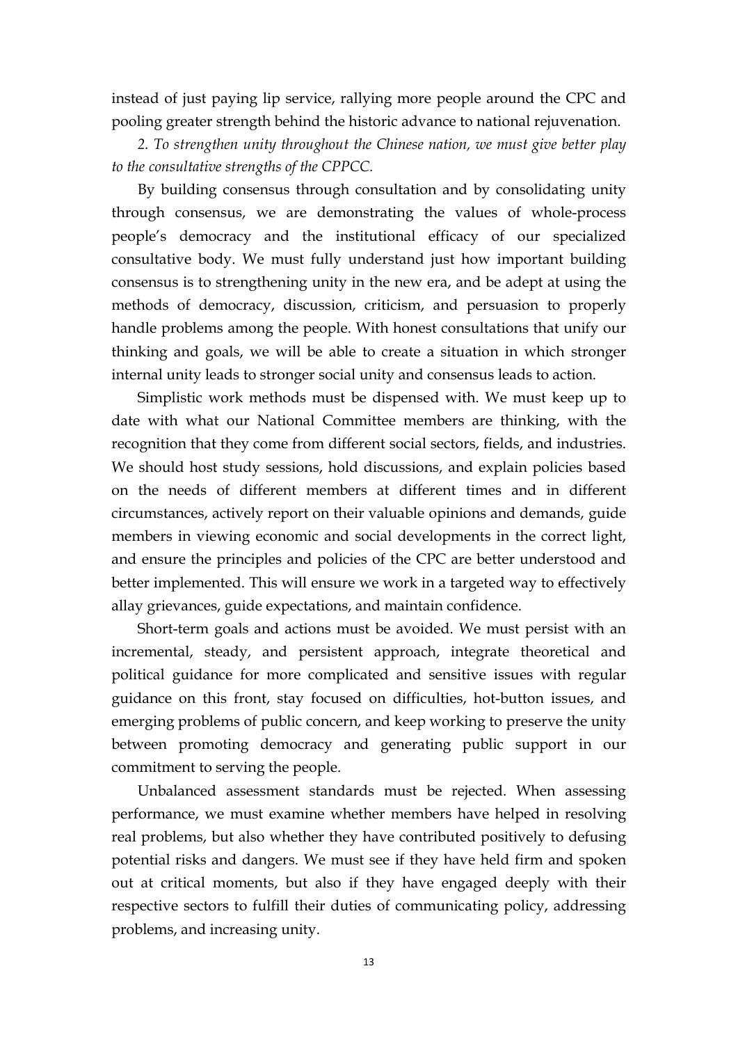instead of just paying lip service, rallying more people around the CPC and pooling greater strength behind the historic advance to national rejuvenation.

*2. To strengthen unity throughout the Chinese nation, we must give better play to the consultative strengths of the CPPCC.*

By building consensus through consultation and by consolidating unity through consensus, we are demonstrating the values of whole-process people's democracy and the institutional efficacy of our specialized consultative body. We must fully understand just how important building consensus is to strengthening unity in the new era, and be adept at using the methods of democracy, discussion, criticism, and persuasion to properly handle problems among the people. With honest consultations that unify our thinking and goals, we will be able to create a situation in which stronger internal unity leads to stronger social unity and consensus leads to action.

Simplistic work methods must be dispensed with. We must keep up to date with what our National Committee members are thinking, with the recognition that they come from different social sectors, fields, and industries. We should host study sessions, hold discussions, and explain policies based on the needs of different members at different times and in different circumstances, actively report on their valuable opinions and demands, guide members in viewing economic and social developments in the correct light, and ensure the principles and policies of the CPC are better understood and better implemented. This will ensure we work in a targeted way to effectively allay grievances, guide expectations, and maintain confidence.

Short-term goals and actions must be avoided. We must persist with an incremental, steady, and persistent approach, integrate theoretical and political guidance for more complicated and sensitive issues with regular guidance on this front, stay focused on difficulties, hot-button issues, and emerging problems of public concern, and keep working to preserve the unity between promoting democracy and generating public support in our commitment to serving the people.

Unbalanced assessment standards must be rejected. When assessing performance, we must examine whether members have helped in resolving real problems, but also whether they have contributed positively to defusing potential risks and dangers. We must see if they have held firm and spoken out at critical moments, but also if they have engaged deeply with their respective sectors to fulfill their duties of communicating policy, addressing problems, and increasing unity.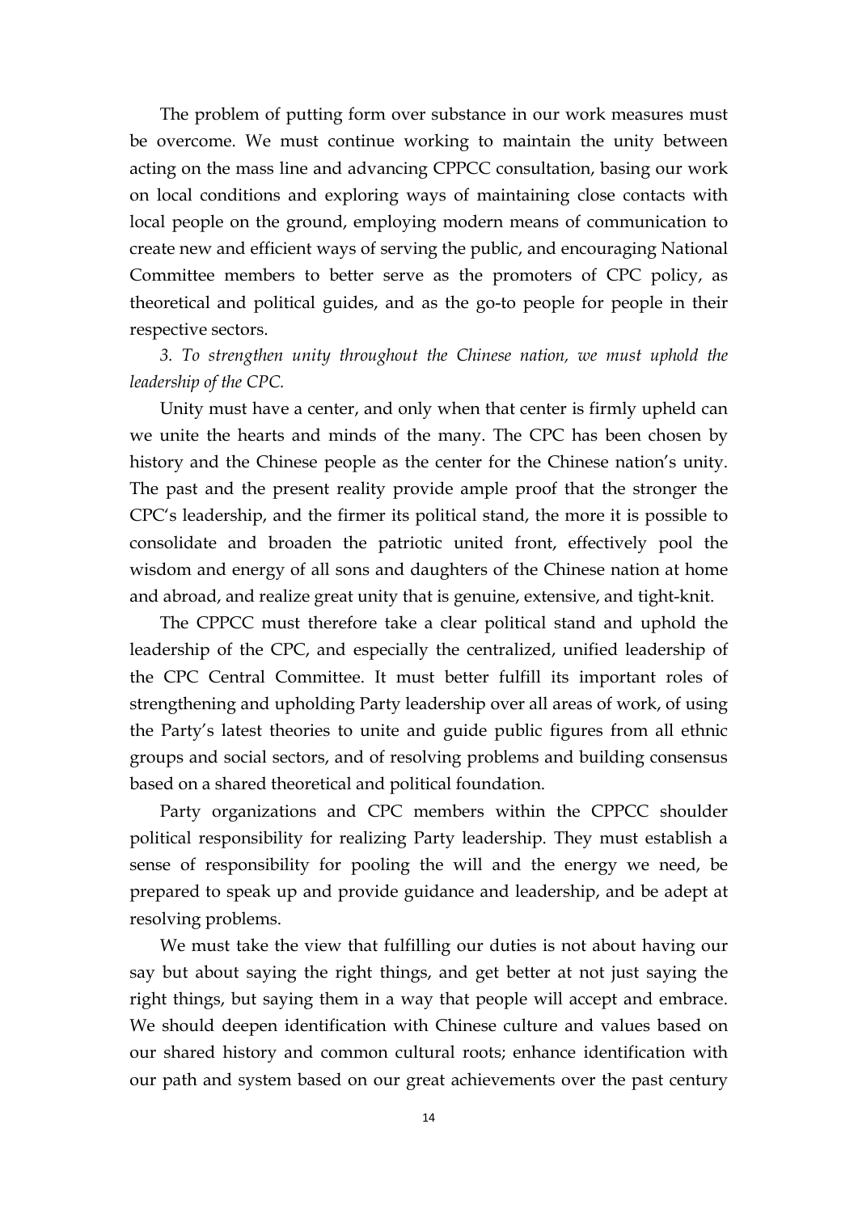The problem of putting form over substance in our work measures must be overcome. We must continue working to maintain the unity between acting on the mass line and advancing CPPCC consultation, basing our work on local conditions and exploring ways of maintaining close contacts with local people on the ground, employing modern means of communication to create new and efficient ways of serving the public, and encouraging National Committee members to better serve as the promoters of CPC policy, as theoretical and political guides, and as the go-to people for people in their respective sectors.

*3. To strengthen unity throughout the Chinese nation, we must uphold the leadership of the CPC.*

Unity must have a center, and only when that center is firmly upheld can we unite the hearts and minds of the many. The CPC has been chosen by history and the Chinese people as the center for the Chinese nation's unity. The past and the present reality provide ample proof that the stronger the CPC's leadership, and the firmer its political stand, the more it is possible to consolidate and broaden the patriotic united front, effectively pool the wisdom and energy of all sons and daughters of the Chinese nation at home and abroad, and realize great unity that is genuine, extensive, and tight-knit.

The CPPCC must therefore take a clear political stand and uphold the leadership of the CPC, and especially the centralized, unified leadership of the CPC Central Committee. It must better fulfill its important roles of strengthening and upholding Party leadership over all areas of work, of using the Party's latest theories to unite and guide public figures from all ethnic groups and social sectors, and of resolving problems and building consensus based on a shared theoretical and political foundation.

Party organizations and CPC members within the CPPCC shoulder political responsibility for realizing Party leadership. They must establish a sense of responsibility for pooling the will and the energy we need, be prepared to speak up and provide guidance and leadership, and be adept at resolving problems.

We must take the view that fulfilling our duties is not about having our say but about saying the right things, and get better at not just saying the right things, but saying them in a way that people will accept and embrace. We should deepen identification with Chinese culture and values based on our shared history and common cultural roots; enhance identification with our path and system based on our great achievements over the past century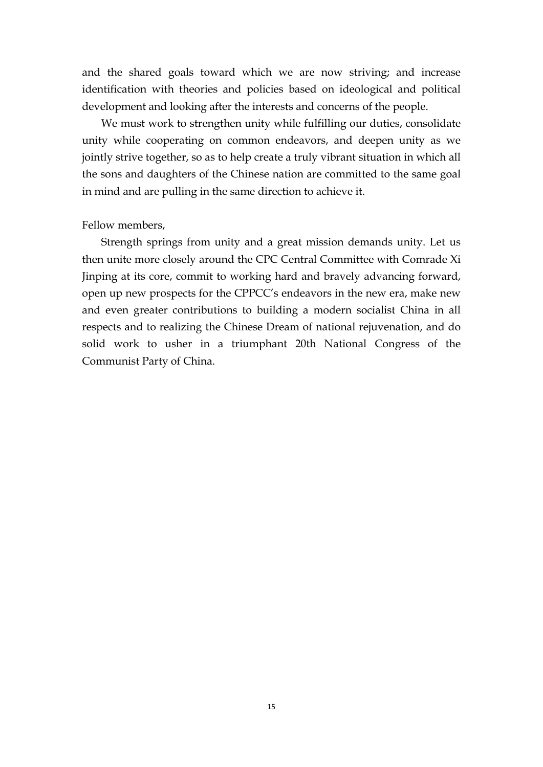and the shared goals toward which we are now striving; and increase identification with theories and policies based on ideological and political development and looking after the interests and concerns of the people.

We must work to strengthen unity while fulfilling our duties, consolidate unity while cooperating on common endeavors, and deepen unity as we jointly strive together, so as to help create a truly vibrant situation in which all the sons and daughters of the Chinese nation are committed to the same goal in mind and are pulling in the same direction to achieve it.

Fellow members,

Strength springs from unity and a great mission demands unity. Let us then unite more closely around the CPC Central Committee with Comrade Xi Jinping at its core, commit to working hard and bravely advancing forward, open up new prospects for the CPPCC's endeavors in the new era, make new and even greater contributions to building a modern socialist China in all respects and to realizing the Chinese Dream of national rejuvenation, and do solid work to usher in a triumphant 20th National Congress of the Communist Party of China.